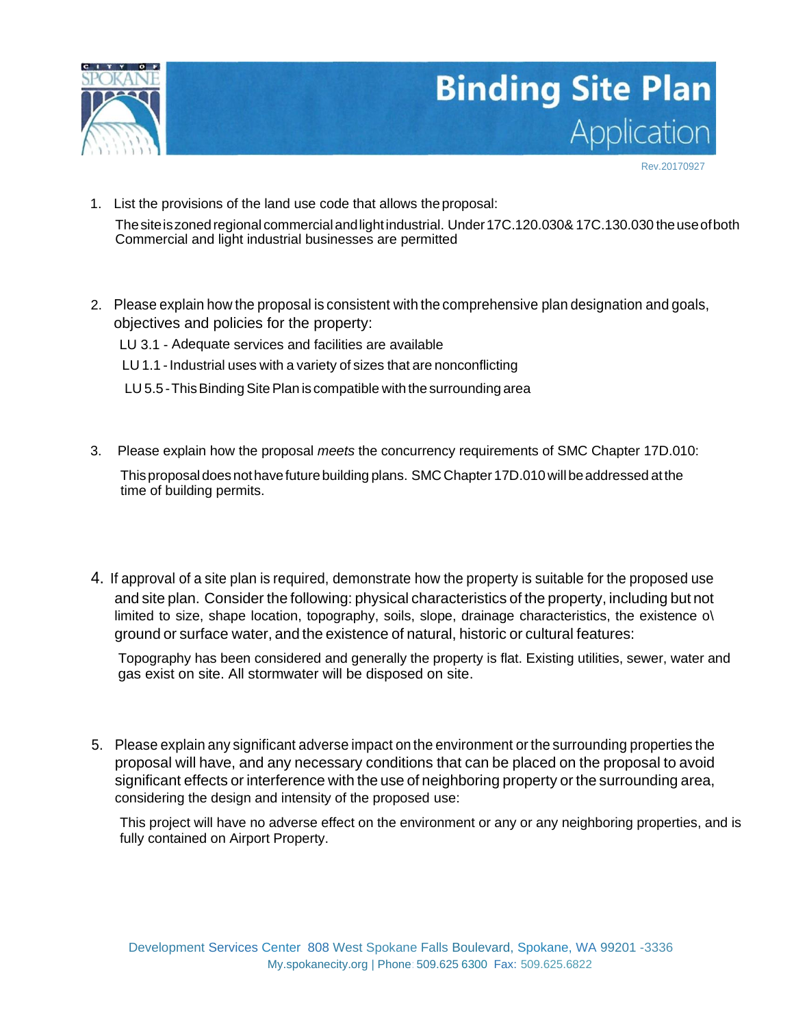# Binding Site Plan Application

Rev.20170927

1. List the provisions of the land use code that allows the proposal:

   The site is zoned regional commercial and light industrial. Under 17C.120.030& 17C.130.030 the use of both Commercial and light industrial businesses are permitted

2. Please explain how the proposal is consistent with the comprehensive plan designation and goals, objectives and policies for the property:

   LU 3.1 - Adequate services and facilities are available

   LU 1.1 - Industrial uses with a variety of sizes that are nonconflicting

   LU 5.5 - This Binding Site Plan is compatible with the surrounding area

3. Please explain how the proposal *meets* the concurrency requirements of SMC Chapter 17D.010:

   This proposal does not have future building plans. SMC Chapter 17D.010 will be addressed at the time of building permits.

4. If approval of a site plan is required, demonstrate how the property is suitable for the proposed use and site plan. Consider the following: physical characteristics of the property, including but not limited to size, shape location, topography, soils, slope, drainage characteristics, the existence o\ ground or surface water, and the existence of natural, historic or cultural features:

   Topography has been considered and generally the property is flat. Existing utilities, sewer, water and gas exist on site. All stormwater will be disposed on site.

5. Please explain any significant adverse impact on the environment or the surrounding properties the proposal will have, and any necessary conditions that can be placed on the proposal to avoid significant effects or interference with the use of neighboring property or the surrounding area, considering the design and intensity of the proposed use:

   This project will have no adverse effect on the environment or any or any neighboring properties, and is fully contained on Airport Property.

Development Services Center 808 West Spokane Falls Boulevard, Spokane, WA 99201 -3336
My.spokanecity.org | Phone 509.625 6300 Fax: 509.625.6822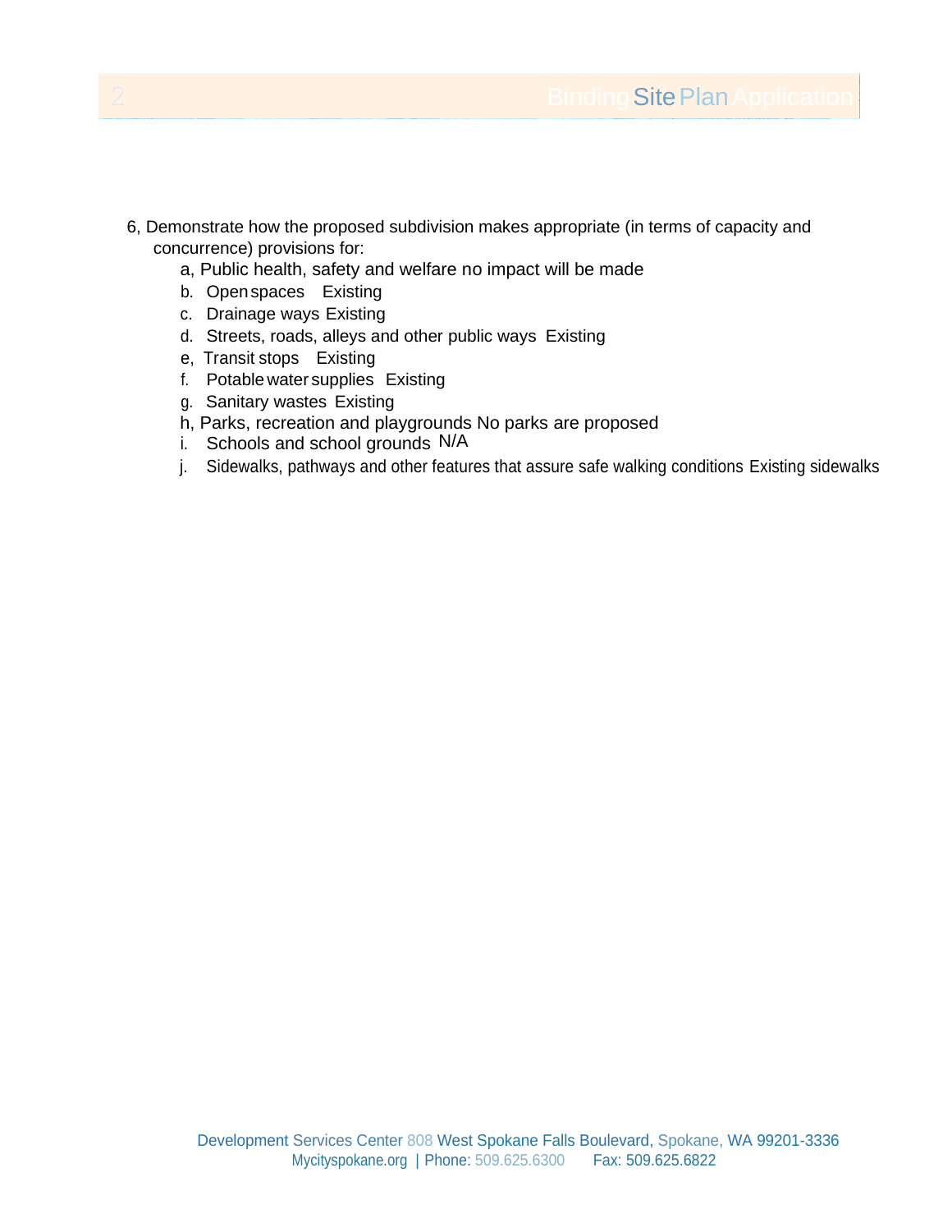6, Demonstrate how the proposed subdivision makes appropriate (in terms of capacity and concurrence) provisions for:

a, Public health, safety and welfare no impact will be made

b. Open spaces Existing

c. Drainage ways Existing

d. Streets, roads, alleys and other public ways Existing

e, Transit stops Existing

f. Potable water supplies Existing

g. Sanitary wastes Existing

h, Parks, recreation and playgrounds No parks are proposed

i. Schools and school grounds N/A

j. Sidewalks, pathways and other features that assure safe walking conditions Existing sidewalks